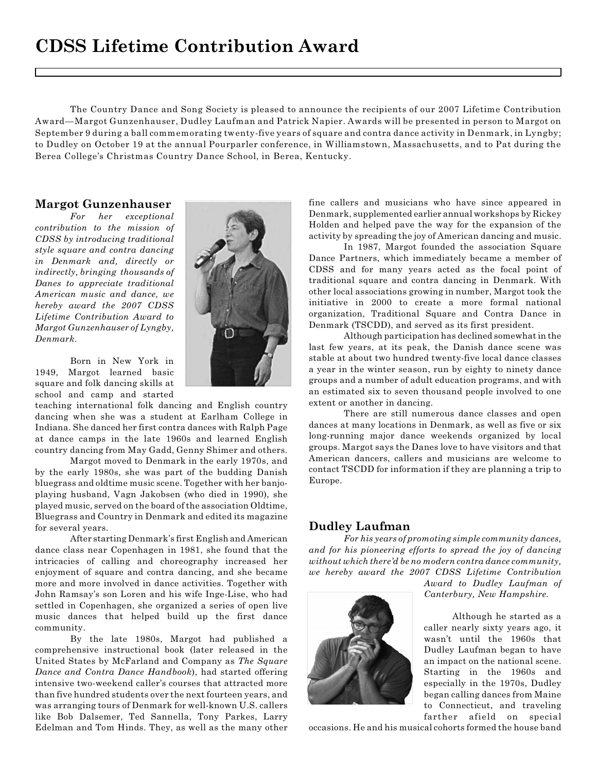# CDSS Lifetime Contribution Award

The Country Dance and Song Society is pleased to announce the recipients of our 2007 Lifetime Contribution Award—Margot Gunzenhauser, Dudley Laufman and Patrick Napier. Awards will be presented in person to Margot on September 9 during a ball commemorating twenty-five years of square and contra dance activity in Denmark, in Lyngby; to Dudley on October 19 at the annual Pourparler conference, in Williamstown, Massachusetts, and to Pat during the Berea College's Christmas Country Dance School, in Berea, Kentucky.

## Margot Gunzenhauser

*For her exceptional contribution to the mission of CDSS by introducing traditional style square and contra dancing in Denmark and, directly or indirectly, bringing thousands of Danes to appreciate traditional American music and dance, we hereby award the 2007 CDSS Lifetime Contribution Award to Margot Gunzenhauser of Lyngby, Denmark.*

Born in New York in 1949, Margot learned basic square and folk dancing skills at school and camp and started teaching international folk dancing and English country dancing when she was a student at Earlham College in Indiana. She danced her first contra dances with Ralph Page at dance camps in the late 1960s and learned English country dancing from May Gadd, Genny Shimer and others.

Margot moved to Denmark in the early 1970s, and by the early 1980s, she was part of the budding Danish bluegrass and oldtime music scene. Together with her banjo-playing husband, Vagn Jakobsen (who died in 1990), she played music, served on the board of the association Oldtime, Bluegrass and Country in Denmark and edited its magazine for several years.

After starting Denmark's first English and American dance class near Copenhagen in 1981, she found that the intricacies of calling and choreography increased her enjoyment of square and contra dancing, and she became more and more involved in dance activities. Together with John Ramsay's son Loren and his wife Inge-Lise, who had settled in Copenhagen, she organized a series of open live music dances that helped build up the first dance community.

By the late 1980s, Margot had published a comprehensive instructional book (later released in the United States by McFarland and Company as *The Square Dance and Contra Dance Handbook*), had started offering intensive two-weekend caller's courses that attracted more than five hundred students over the next fourteen years, and was arranging tours of Denmark for well-known U.S. callers like Bob Dalsemer, Ted Sannella, Tony Parkes, Larry Edelman and Tom Hinds. They, as well as the many other fine callers and musicians who have since appeared in Denmark, supplemented earlier annual workshops by Rickey Holden and helped pave the way for the expansion of the activity by spreading the joy of American dancing and music.

In 1987, Margot founded the association Square Dance Partners, which immediately became a member of CDSS and for many years acted as the focal point of traditional square and contra dancing in Denmark. With other local associations growing in number, Margot took the initiative in 2000 to create a more formal national organization, Traditional Square and Contra Dance in Denmark (TSCDD), and served as its first president.

Although participation has declined somewhat in the last few years, at its peak, the Danish dance scene was stable at about two hundred twenty-five local dance classes a year in the winter season, run by eighty to ninety dance groups and a number of adult education programs, and with an estimated six to seven thousand people involved to one extent or another in dancing.

There are still numerous dance classes and open dances at many locations in Denmark, as well as five or six long-running major dance weekends organized by local groups. Margot says the Danes love to have visitors and that American dancers, callers and musicians are welcome to contact TSCDD for information if they are planning a trip to Europe.

## Dudley Laufman

*For his years of promoting simple community dances, and for his pioneering efforts to spread the joy of dancing without which there'd be no modern contra dance community, we hereby award the 2007 CDSS Lifetime Contribution Award to Dudley Laufman of Canterbury, New Hampshire.*

Although he started as a caller nearly sixty years ago, it wasn't until the 1960s that Dudley Laufman began to have an impact on the national scene. Starting in the 1960s and especially in the 1970s, Dudley began calling dances from Maine to Connecticut, and traveling farther afield on special occasions. He and his musical cohorts formed the house band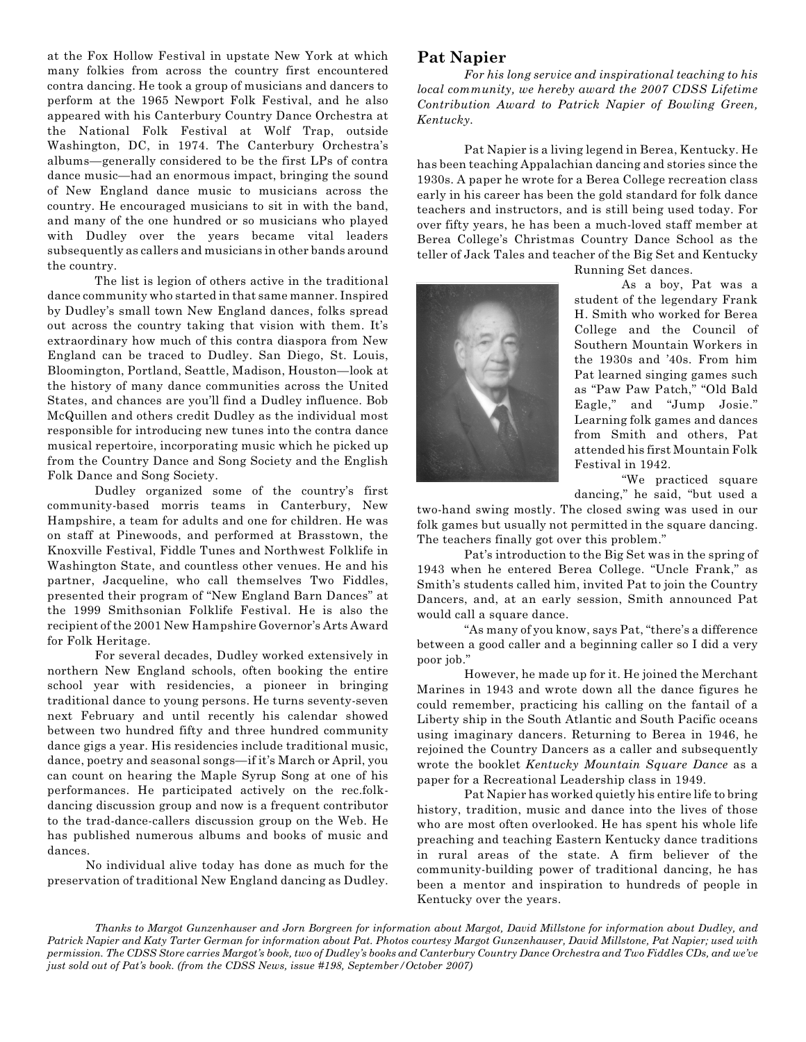at the Fox Hollow Festival in upstate New York at which many folkies from across the country first encountered contra dancing. He took a group of musicians and dancers to perform at the 1965 Newport Folk Festival, and he also appeared with his Canterbury Country Dance Orchestra at the National Folk Festival at Wolf Trap, outside Washington, DC, in 1974. The Canterbury Orchestra's albums—generally considered to be the first LPs of contra dance music—had an enormous impact, bringing the sound of New England dance music to musicians across the country. He encouraged musicians to sit in with the band, and many of the one hundred or so musicians who played with Dudley over the years became vital leaders subsequently as callers and musicians in other bands around the country.

The list is legion of others active in the traditional dance community who started in that same manner. Inspired by Dudley's small town New England dances, folks spread out across the country taking that vision with them. It's extraordinary how much of this contra diaspora from New England can be traced to Dudley. San Diego, St. Louis, Bloomington, Portland, Seattle, Madison, Houston—look at the history of many dance communities across the United States, and chances are you'll find a Dudley influence. Bob McQuillen and others credit Dudley as the individual most responsible for introducing new tunes into the contra dance musical repertoire, incorporating music which he picked up from the Country Dance and Song Society and the English Folk Dance and Song Society.

Dudley organized some of the country's first community-based morris teams in Canterbury, New Hampshire, a team for adults and one for children. He was on staff at Pinewoods, and performed at Brasstown, the Knoxville Festival, Fiddle Tunes and Northwest Folklife in Washington State, and countless other venues. He and his partner, Jacqueline, who call themselves Two Fiddles, presented their program of "New England Barn Dances" at the 1999 Smithsonian Folklife Festival. He is also the recipient of the 2001 New Hampshire Governor's Arts Award for Folk Heritage.

For several decades, Dudley worked extensively in northern New England schools, often booking the entire school year with residencies, a pioneer in bringing traditional dance to young persons. He turns seventy-seven next February and until recently his calendar showed between two hundred fifty and three hundred community dance gigs a year. His residencies include traditional music, dance, poetry and seasonal songs—if it's March or April, you can count on hearing the Maple Syrup Song at one of his performances. He participated actively on the rec.folk-dancing discussion group and now is a frequent contributor to the trad-dance-callers discussion group on the Web. He has published numerous albums and books of music and dances.

No individual alive today has done as much for the preservation of traditional New England dancing as Dudley.

## Pat Napier

*For his long service and inspirational teaching to his local community, we hereby award the 2007 CDSS Lifetime Contribution Award to Patrick Napier of Bowling Green, Kentucky.*

Pat Napier is a living legend in Berea, Kentucky. He has been teaching Appalachian dancing and stories since the 1930s. A paper he wrote for a Berea College recreation class early in his career has been the gold standard for folk dance teachers and instructors, and is still being used today. For over fifty years, he has been a much-loved staff member at Berea College's Christmas Country Dance School as the teller of Jack Tales and teacher of the Big Set and Kentucky Running Set dances.

As a boy, Pat was a student of the legendary Frank H. Smith who worked for Berea College and the Council of Southern Mountain Workers in the 1930s and '40s. From him Pat learned singing games such as "Paw Paw Patch," "Old Bald Eagle," and "Jump Josie." Learning folk games and dances from Smith and others, Pat attended his first Mountain Folk Festival in 1942.

"We practiced square dancing," he said, "but used a two-hand swing mostly. The closed swing was used in our folk games but usually not permitted in the square dancing. The teachers finally got over this problem."

Pat's introduction to the Big Set was in the spring of 1943 when he entered Berea College. "Uncle Frank," as Smith's students called him, invited Pat to join the Country Dancers, and, at an early session, Smith announced Pat would call a square dance.

"As many of you know, says Pat, "there's a difference between a good caller and a beginning caller so I did a very poor job."

However, he made up for it. He joined the Merchant Marines in 1943 and wrote down all the dance figures he could remember, practicing his calling on the fantail of a Liberty ship in the South Atlantic and South Pacific oceans using imaginary dancers. Returning to Berea in 1946, he rejoined the Country Dancers as a caller and subsequently wrote the booklet *Kentucky Mountain Square Dance* as a paper for a Recreational Leadership class in 1949.

Pat Napier has worked quietly his entire life to bring history, tradition, music and dance into the lives of those who are most often overlooked. He has spent his whole life preaching and teaching Eastern Kentucky dance traditions in rural areas of the state. A firm believer of the community-building power of traditional dancing, he has been a mentor and inspiration to hundreds of people in Kentucky over the years.

*Thanks to Margot Gunzenhauser and Jorn Borgreen for information about Margot, David Millstone for information about Dudley, and Patrick Napier and Katy Tarter German for information about Pat. Photos courtesy Margot Gunzenhauser, David Millstone, Pat Napier; used with permission. The CDSS Store carries Margot's book, two of Dudley's books and Canterbury Country Dance Orchestra and Two Fiddles CDs, and we've just sold out of Pat's book. (from the CDSS News, issue #198, September/October 2007)*